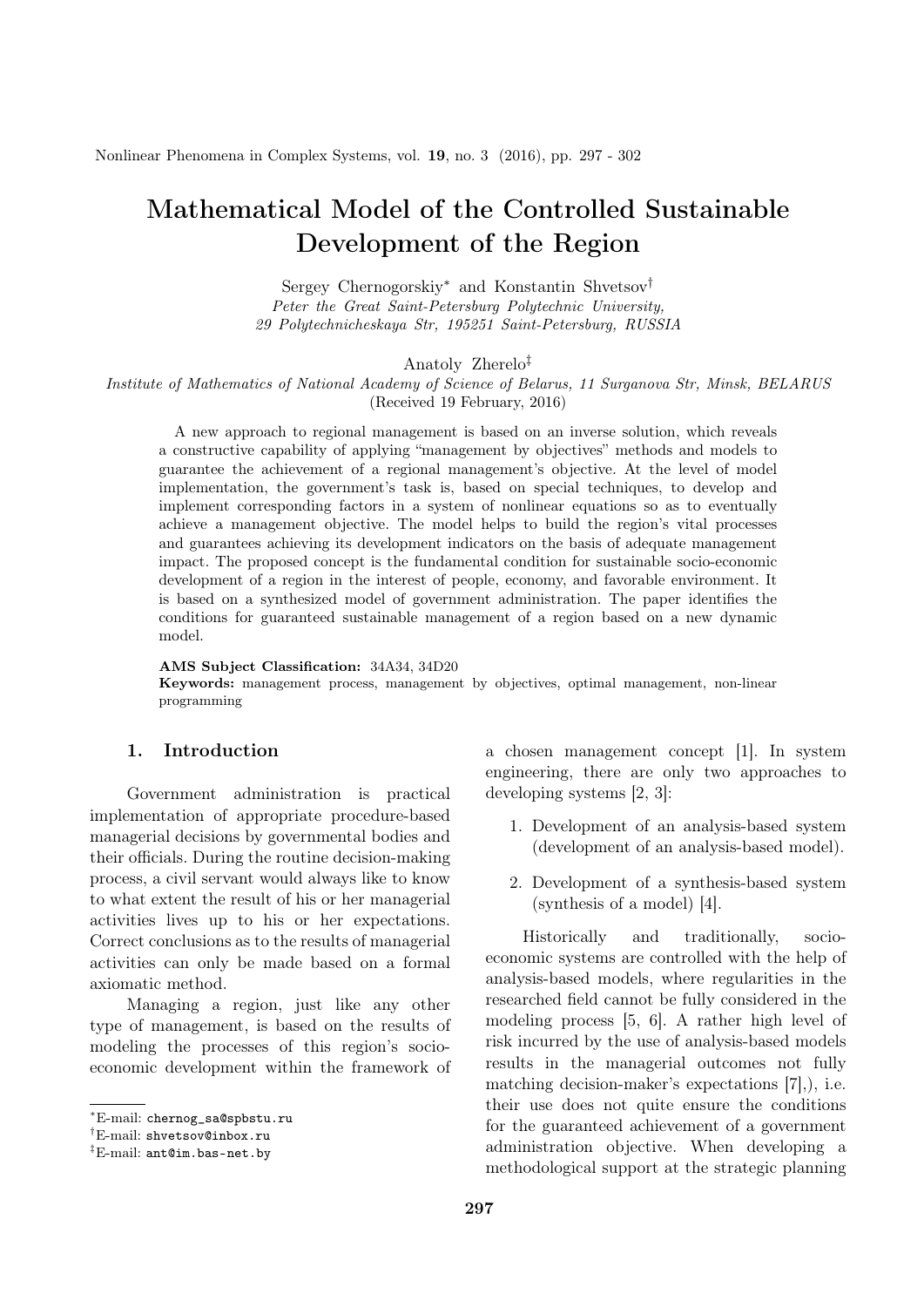# Mathematical Model of the Controlled Sustainable Development of the Region

Sergey Chernogorskiy* and Konstantin Shvetsov†

*Peter the Great Saint-Petersburg Polytechnic University, 29 Polytechnicheskaya Str, 195251 Saint-Petersburg, RUSSIA*

Anatoly Zherelo‡

*Institute of Mathematics of National Academy of Science of Belarus, 11 Surganova Str, Minsk, BELARUS*

(Received 19 February, 2016)

A new approach to regional management is based on an inverse solution, which reveals a constructive capability of applying "management by objectives" methods and models to guarantee the achievement of a regional management's objective. At the level of model implementation, the government's task is, based on special techniques, to develop and implement corresponding factors in a system of nonlinear equations so as to eventually achieve a management objective. The model helps to build the region's vital processes and guarantees achieving its development indicators on the basis of adequate management impact. The proposed concept is the fundamental condition for sustainable socio-economic development of a region in the interest of people, economy, and favorable environment. It is based on a synthesized model of government administration. The paper identifies the conditions for guaranteed sustainable management of a region based on a new dynamic model.

**AMS Subject Classification:** 34A34, 34D20

**Keywords:** management process, management by objectives, optimal management, non-linear programming

## 1. Introduction

Government administration is practical implementation of appropriate procedure-based managerial decisions by governmental bodies and their officials. During the routine decision-making process, a civil servant would always like to know to what extent the result of his or her managerial activities lives up to his or her expectations. Correct conclusions as to the results of managerial activities can only be made based on a formal axiomatic method.

Managing a region, just like any other type of management, is based on the results of modeling the processes of this region's socio-economic development within the framework of a chosen management concept [1]. In system engineering, there are only two approaches to developing systems [2, 3]:

1. Development of an analysis-based system (development of an analysis-based model).
2. Development of a synthesis-based system (synthesis of a model) [4].

Historically and traditionally, socio-economic systems are controlled with the help of analysis-based models, where regularities in the researched field cannot be fully considered in the modeling process [5, 6]. A rather high level of risk incurred by the use of analysis-based models results in the managerial outcomes not fully matching decision-maker's expectations [7],), i.e. their use does not quite ensure the conditions for the guaranteed achievement of a government administration objective. When developing a methodological support at the strategic planning

---

* E-mail: chernog_sa@spbstu.ru

† E-mail: shvetsov@inbox.ru

‡ E-mail: ant@im.bas-net.by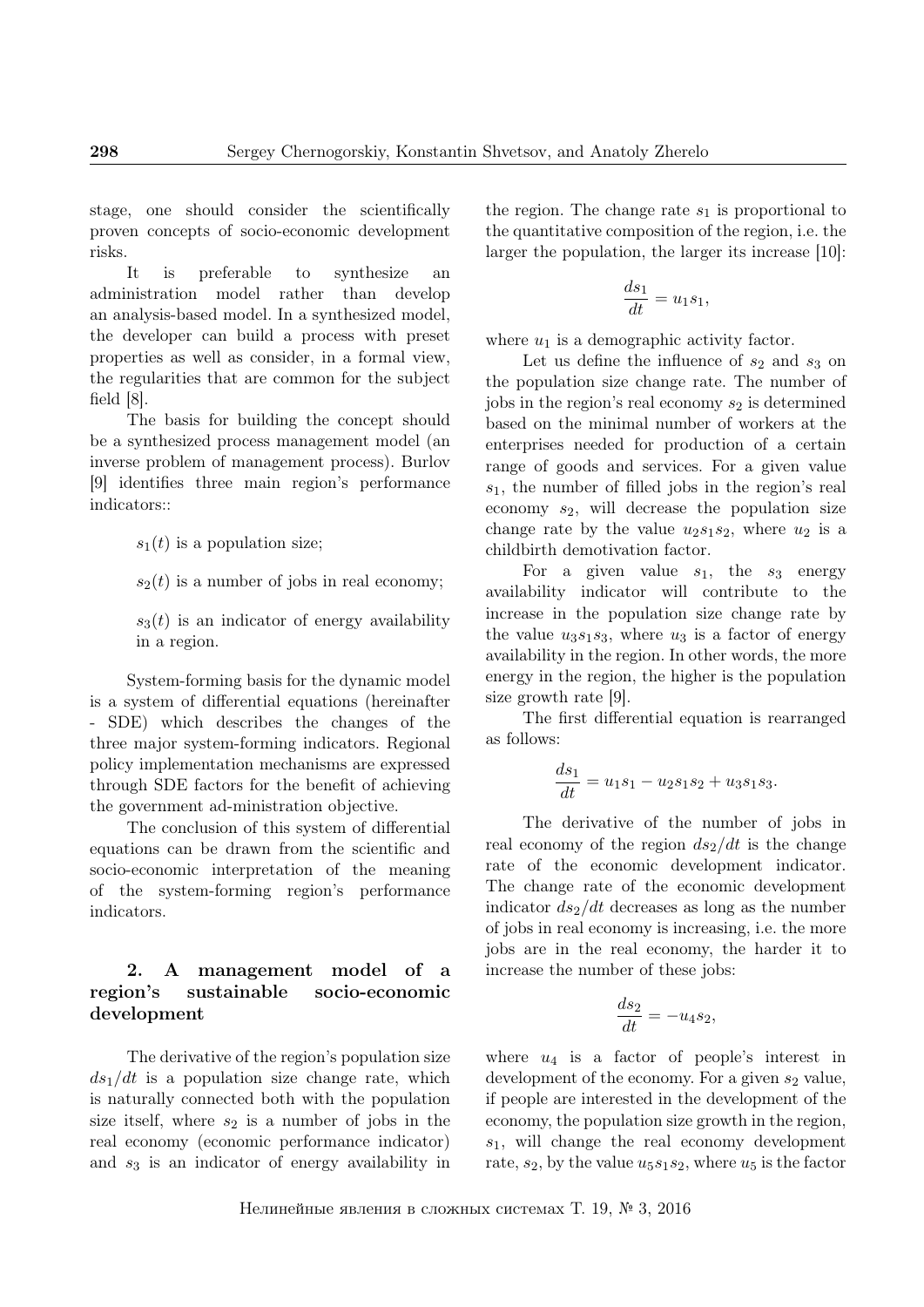stage, one should consider the scientifically proven concepts of socio-economic development risks.

It is preferable to synthesize an administration model rather than develop an analysis-based model. In a synthesized model, the developer can build a process with preset properties as well as consider, in a formal view, the regularities that are common for the subject field [8].

The basis for building the concept should be a synthesized process management model (an inverse problem of management process). Burlov [9] identifies three main region's performance indicators::

$s_1(t)$ is a population size;

$s_2(t)$ is a number of jobs in real economy;

$s_3(t)$ is an indicator of energy availability in a region.

System-forming basis for the dynamic model is a system of differential equations (hereinafter - SDE) which describes the changes of the three major system-forming indicators. Regional policy implementation mechanisms are expressed through SDE factors for the benefit of achieving the government ad-ministration objective.

The conclusion of this system of differential equations can be drawn from the scientific and socio-economic interpretation of the meaning of the system-forming region's performance indicators.

## 2. A management model of a region's sustainable socio-economic development

The derivative of the region's population size $ds_1/dt$ is a population size change rate, which is naturally connected both with the population size itself, where $s_2$ is a number of jobs in the real economy (economic performance indicator) and $s_3$ is an indicator of energy availability in the region. The change rate $s_1$ is proportional to the quantitative composition of the region, i.e. the larger the population, the larger its increase [10]:

$$\frac{ds_1}{dt} = u_1 s_1,$$

where $u_1$ is a demographic activity factor.

Let us define the influence of $s_2$ and $s_3$ on the population size change rate. The number of jobs in the region's real economy $s_2$ is determined based on the minimal number of workers at the enterprises needed for production of a certain range of goods and services. For a given value $s_1$, the number of filled jobs in the region's real economy $s_2$, will decrease the population size change rate by the value $u_2 s_1 s_2$, where $u_2$ is a childbirth demotivation factor.

For a given value $s_1$, the $s_3$ energy availability indicator will contribute to the increase in the population size change rate by the value $u_3 s_1 s_3$, where $u_3$ is a factor of energy availability in the region. In other words, the more energy in the region, the higher is the population size growth rate [9].

The first differential equation is rearranged as follows:

$$\frac{ds_1}{dt} = u_1 s_1 - u_2 s_1 s_2 + u_3 s_1 s_3.$$

The derivative of the number of jobs in real economy of the region $ds_2/dt$ is the change rate of the economic development indicator. The change rate of the economic development indicator $ds_2/dt$ decreases as long as the number of jobs in real economy is increasing, i.e. the more jobs are in the real economy, the harder it to increase the number of these jobs:

$$\frac{ds_2}{dt} = -u_4 s_2,$$

where $u_4$ is a factor of people's interest in development of the economy. For a given $s_2$ value, if people are interested in the development of the economy, the population size growth in the region, $s_1$, will change the real economy development rate, $s_2$, by the value $u_5 s_1 s_2$, where $u_5$ is the factor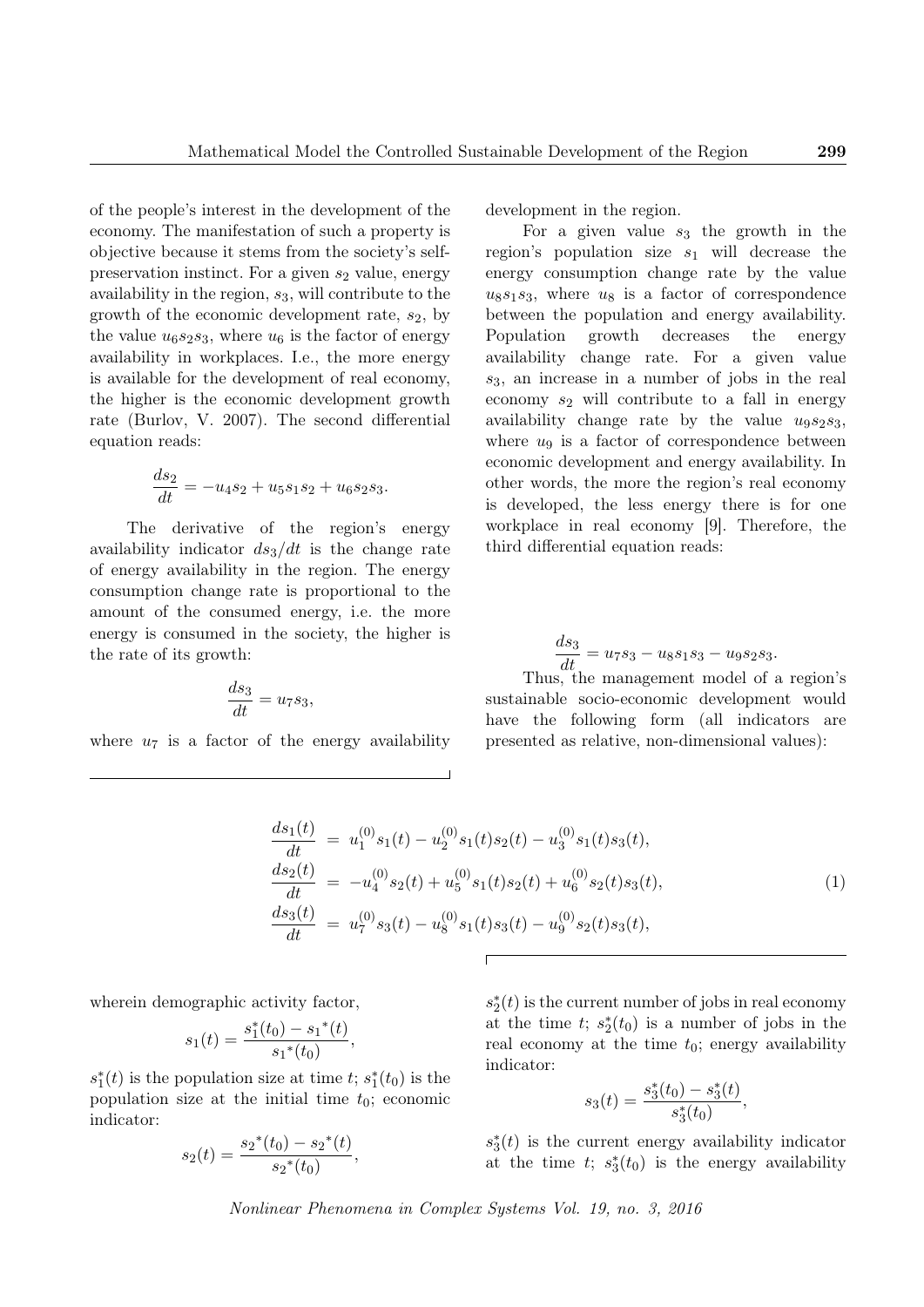of the people's interest in the development of the economy. The manifestation of such a property is objective because it stems from the society's self-preservation instinct. For a given $s_2$ value, energy availability in the region, $s_3$, will contribute to the growth of the economic development rate, $s_2$, by the value $u_6 s_2 s_3$, where $u_6$ is the factor of energy availability in workplaces. I.e., the more energy is available for the development of real economy, the higher is the economic development growth rate (Burlov, V. 2007). The second differential equation reads:

$$\frac{ds_2}{dt} = -u_4 s_2 + u_5 s_1 s_2 + u_6 s_2 s_3.$$

The derivative of the region's energy availability indicator $ds_3/dt$ is the change rate of energy availability in the region. The energy consumption change rate is proportional to the amount of the consumed energy, i.e. the more energy is consumed in the society, the higher is the rate of its growth:

$$\frac{ds_3}{dt} = u_7 s_3,$$

where $u_7$ is a factor of the energy availability development in the region.

For a given value $s_3$ the growth in the region's population size $s_1$ will decrease the energy consumption change rate by the value $u_8 s_1 s_3$, where $u_8$ is a factor of correspondence between the population and energy availability. Population growth decreases the energy availability change rate. For a given value $s_3$, an increase in a number of jobs in the real economy $s_2$ will contribute to a fall in energy availability change rate by the value $u_9 s_2 s_3$, where $u_9$ is a factor of correspondence between economic development and energy availability. In other words, the more the region's real economy is developed, the less energy there is for one workplace in real economy [9]. Therefore, the third differential equation reads:

$$\frac{ds_3}{dt} = u_7 s_3 - u_8 s_1 s_3 - u_9 s_2 s_3.$$

Thus, the management model of a region's sustainable socio-economic development would have the following form (all indicators are presented as relative, non-dimensional values):

$$\begin{aligned}
\frac{ds_1(t)}{dt} &= u_1^{(0)} s_1(t) - u_2^{(0)} s_1(t) s_2(t) - u_3^{(0)} s_1(t) s_3(t), \\
\frac{ds_2(t)}{dt} &= -u_4^{(0)} s_2(t) + u_5^{(0)} s_1(t) s_2(t) + u_6^{(0)} s_2(t) s_3(t), \\
\frac{ds_3(t)}{dt} &= u_7^{(0)} s_3(t) - u_8^{(0)} s_1(t) s_3(t) - u_9^{(0)} s_2(t) s_3(t),
\end{aligned} \tag{1}$$

wherein demographic activity factor,

$$s_1(t) = \frac{s_1^*(t_0) - s_1{}^*(t)}{s_1{}^*(t_0)},$$

$s_1^*(t)$ is the population size at time $t$; $s_1^*(t_0)$ is the population size at the initial time $t_0$; economic indicator:

$$s_2(t) = \frac{s_2{}^*(t_0) - s_2{}^*(t)}{s_2{}^*(t_0)},$$

$s_2^*(t)$ is the current number of jobs in real economy at the time $t$; $s_2^*(t_0)$ is a number of jobs in the real economy at the time $t_0$; energy availability indicator:

$$s_3(t) = \frac{s_3^*(t_0) - s_3^*(t)}{s_3^*(t_0)},$$

$s_3^*(t)$ is the current energy availability indicator at the time $t$; $s_3^*(t_0)$ is the energy availability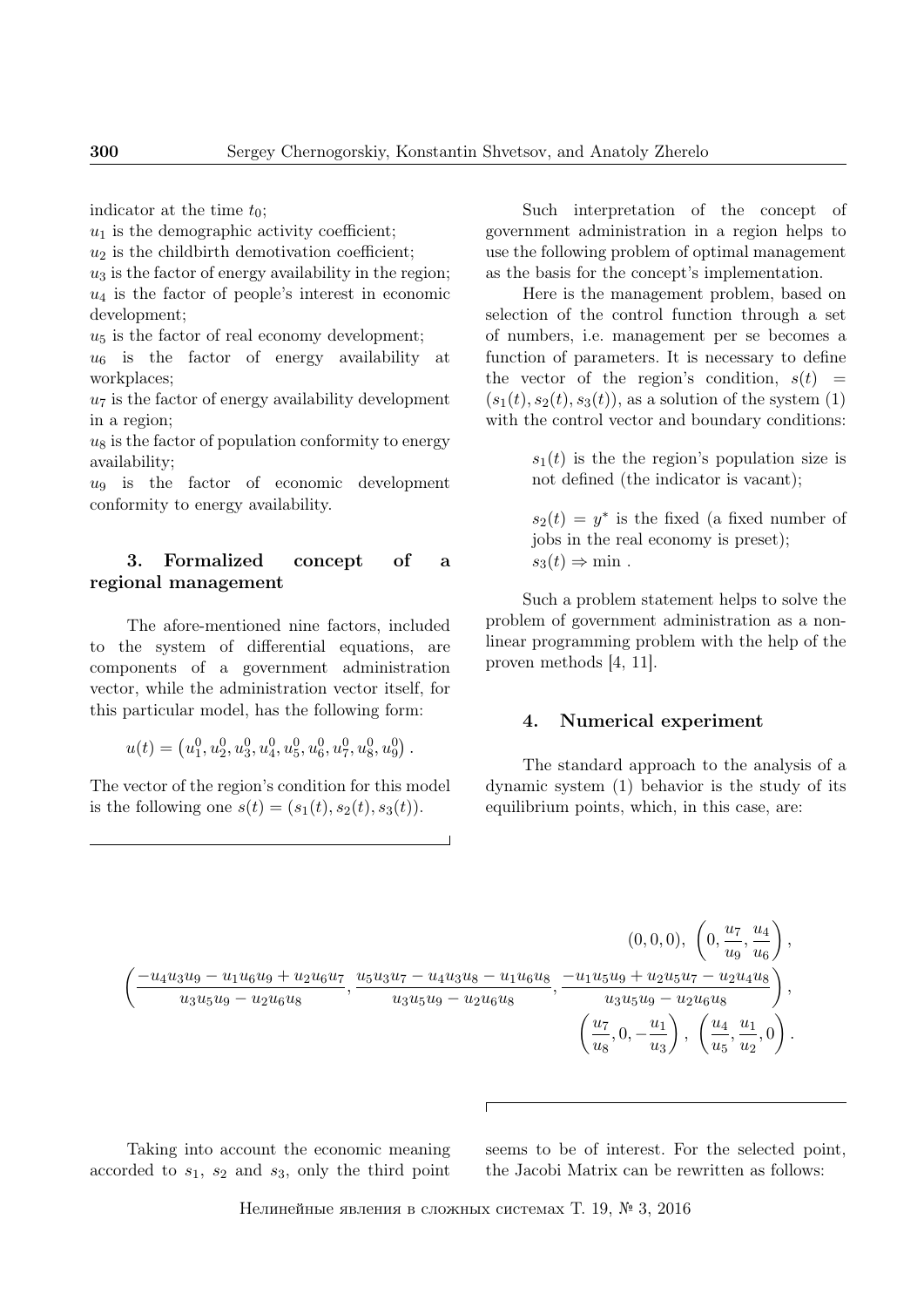indicator at the time $t_0$;

$u_1$ is the demographic activity coefficient;

$u_2$ is the childbirth demotivation coefficient;

$u_3$ is the factor of energy availability in the region;

$u_4$ is the factor of people's interest in economic development;

$u_5$ is the factor of real economy development;

$u_6$ is the factor of energy availability at workplaces;

$u_7$ is the factor of energy availability development in a region;

$u_8$ is the factor of population conformity to energy availability;

$u_9$ is the factor of economic development conformity to energy availability.

## 3. Formalized concept of a regional management

The afore-mentioned nine factors, included to the system of differential equations, are components of a government administration vector, while the administration vector itself, for this particular model, has the following form:

$$u(t) = \left(u_1^0, u_2^0, u_3^0, u_4^0, u_5^0, u_6^0, u_7^0, u_8^0, u_9^0\right).$$

The vector of the region's condition for this model is the following one $s(t) = (s_1(t), s_2(t), s_3(t))$.

Such interpretation of the concept of government administration in a region helps to use the following problem of optimal management as the basis for the concept's implementation.

Here is the management problem, based on selection of the control function through a set of numbers, i.e. management per se becomes a function of parameters. It is necessary to define the vector of the region's condition, $s(t) = (s_1(t), s_2(t), s_3(t))$, as a solution of the system (1) with the control vector and boundary conditions:

> $s_1(t)$ is the the region's population size is not defined (the indicator is vacant);
>
> $s_2(t) = y^*$ is the fixed (a fixed number of jobs in the real economy is preset);
>
> $s_3(t) \Rightarrow \min$ .

Such a problem statement helps to solve the problem of government administration as a nonlinear programming problem with the help of the proven methods [4, 11].

## 4. Numerical experiment

The standard approach to the analysis of a dynamic system (1) behavior is the study of its equilibrium points, which, in this case, are:

$$(0,0,0),\ \left(0, \frac{u_7}{u_9}, \frac{u_4}{u_6}\right),$$

$$\left(\frac{-u_4u_3u_9 - u_1u_6u_9 + u_2u_6u_7}{u_3u_5u_9 - u_2u_6u_8}, \frac{u_5u_3u_7 - u_4u_3u_8 - u_1u_6u_8}{u_3u_5u_9 - u_2u_6u_8}, \frac{-u_1u_5u_9 + u_2u_5u_7 - u_2u_4u_8}{u_3u_5u_9 - u_2u_6u_8}\right),$$

$$\left(\frac{u_7}{u_8}, 0, -\frac{u_1}{u_3}\right),\ \left(\frac{u_4}{u_5}, \frac{u_1}{u_2}, 0\right).$$

Taking into account the economic meaning accorded to $s_1$, $s_2$ and $s_3$, only the third point seems to be of interest. For the selected point, the Jacobi Matrix can be rewritten as follows: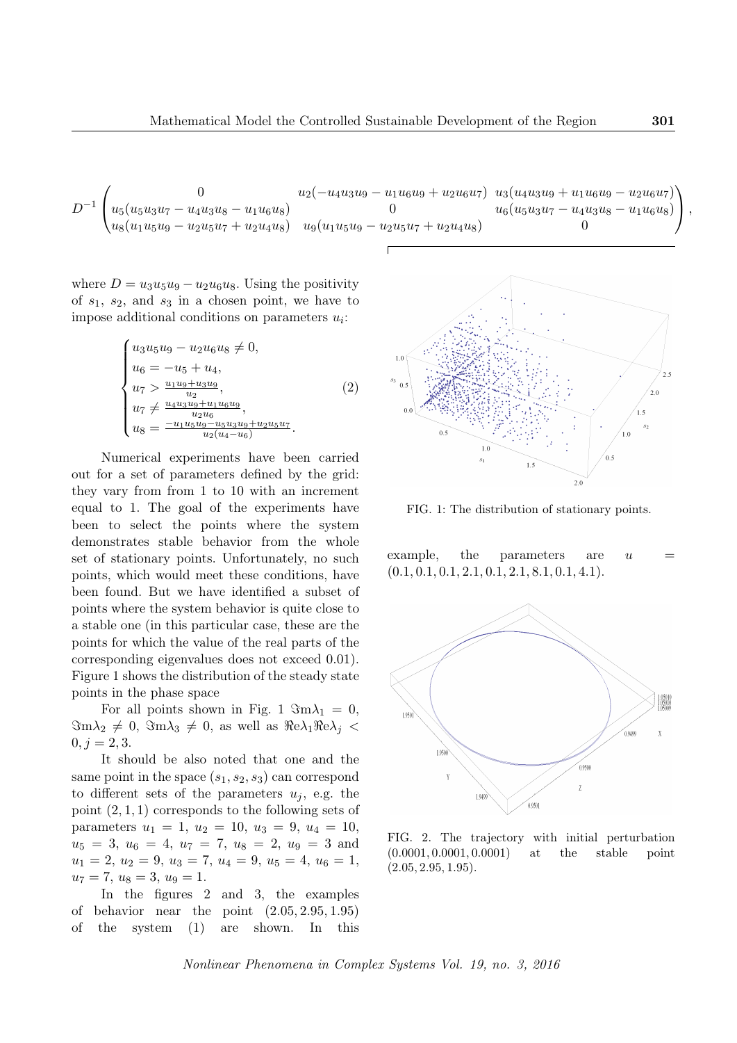$$D^{-1}\begin{pmatrix} 0 & u_2(-u_4u_3u_9 - u_1u_6u_9 + u_2u_6u_7) & u_3(u_4u_3u_9 + u_1u_6u_9 - u_2u_6u_7) \\ u_5(u_5u_3u_7 - u_4u_3u_8 - u_1u_6u_8) & 0 & u_6(u_5u_3u_7 - u_4u_3u_8 - u_1u_6u_8) \\ u_8(u_1u_5u_9 - u_2u_5u_7 + u_2u_4u_8) & u_9(u_1u_5u_9 - u_2u_5u_7 + u_2u_4u_8) & 0 \end{pmatrix},$$

where $D = u_3u_5u_9 - u_2u_6u_8$. Using the positivity of $s_1$, $s_2$, and $s_3$ in a chosen point, we have to impose additional conditions on parameters $u_i$:

$$\begin{cases} u_3u_5u_9 - u_2u_6u_8 \neq 0, \\ u_6 = -u_5 + u_4, \\ u_7 > \frac{u_1u_9 + u_3u_9}{u_2}, \\ u_7 \neq \frac{u_4u_3u_9 + u_1u_6u_9}{u_2u_6}, \\ u_8 = \frac{-u_1u_5u_9 - u_5u_3u_9 + u_2u_5u_7}{u_2(u_4 - u_6)}. \end{cases} \tag{2}$$

Numerical experiments have been carried out for a set of parameters defined by the grid: they vary from from 1 to 10 with an increment equal to 1. The goal of the experiments have been to select the points where the system demonstrates stable behavior from the whole set of stationary points. Unfortunately, no such points, which would meet these conditions, have been found. But we have identified a subset of points where the system behavior is quite close to a stable one (in this particular case, these are the points for which the value of the real parts of the corresponding eigenvalues does not exceed 0.01). Figure 1 shows the distribution of the steady state points in the phase space

For all points shown in Fig. 1 $\Im\mathrm{m}\lambda_1 = 0$, $\Im\mathrm{m}\lambda_2 \neq 0$, $\Im\mathrm{m}\lambda_3 \neq 0$, as well as $\Re\mathrm{e}\lambda_1\Re\mathrm{e}\lambda_j < 0, j = 2, 3$.

It should be also noted that one and the same point in the space $(s_1, s_2, s_3)$ can correspond to different sets of the parameters $u_j$, e.g. the point $(2, 1, 1)$ corresponds to the following sets of parameters $u_1 = 1$, $u_2 = 10$, $u_3 = 9$, $u_4 = 10$, $u_5 = 3$, $u_6 = 4$, $u_7 = 7$, $u_8 = 2$, $u_9 = 3$ and $u_1 = 2$, $u_2 = 9$, $u_3 = 7$, $u_4 = 9$, $u_5 = 4$, $u_6 = 1$, $u_7 = 7$, $u_8 = 3$, $u_9 = 1$.

In the figures 2 and 3, the examples of behavior near the point $(2.05, 2.95, 1.95)$ of the system (1) are shown. In this example, the parameters are $u = (0.1, 0.1, 0.1, 2.1, 0.1, 2.1, 8.1, 0.1, 4.1)$.

FIG. 1: The distribution of stationary points.

FIG. 2. The trajectory with initial perturbation $(0.0001, 0.0001, 0.0001)$ at the stable point $(2.05, 2.95, 1.95)$.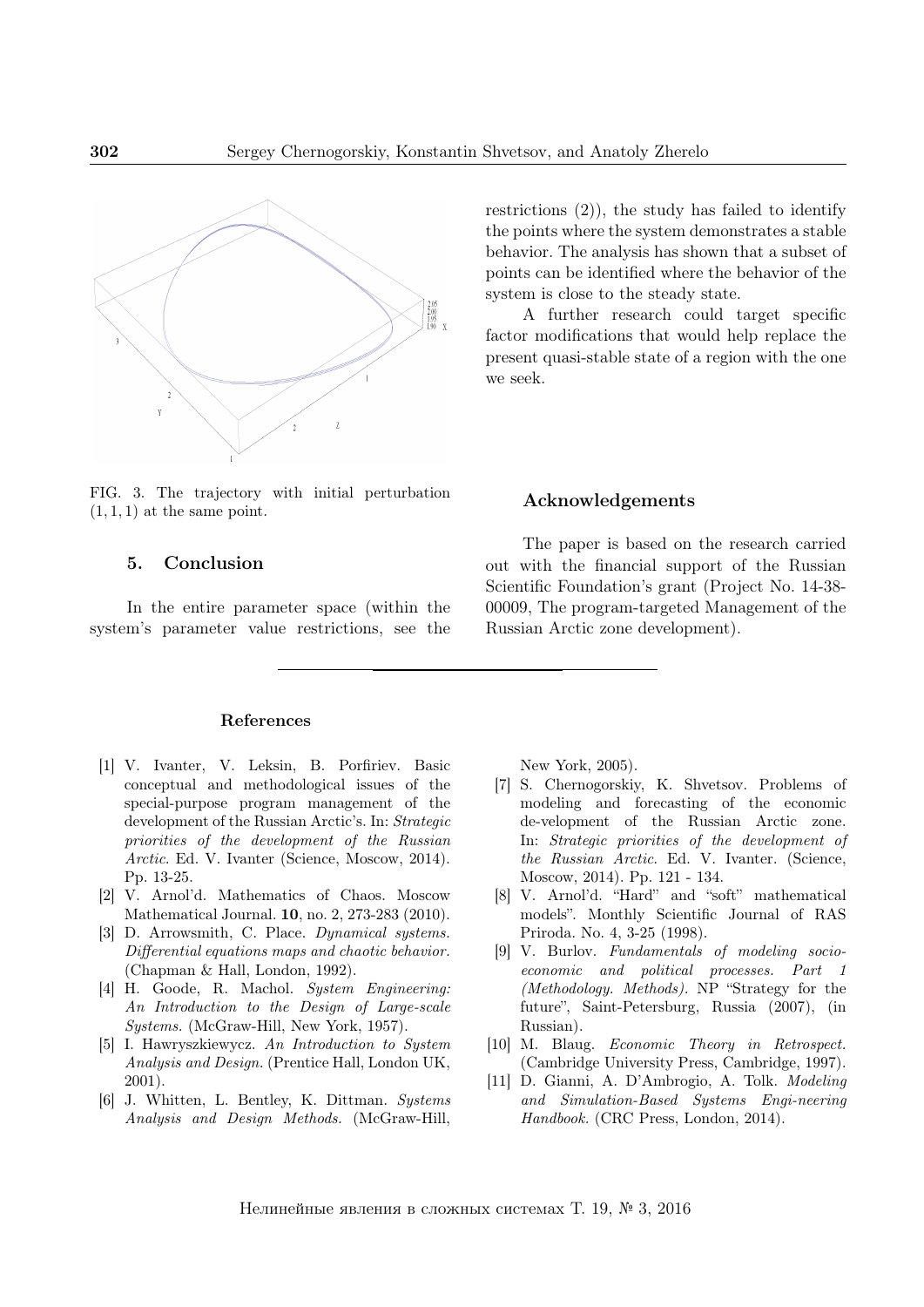2.05
2.00
1.95
1.90
X

3

2

Y

1

2

Z

1

FIG. 3. The trajectory with initial perturbation $(1, 1, 1)$ at the same point.

## 5. Conclusion

In the entire parameter space (within the system's parameter value restrictions, see the restrictions (2)), the study has failed to identify the points where the system demonstrates a stable behavior. The analysis has shown that a subset of points can be identified where the behavior of the system is close to the steady state.

A further research could target specific factor modifications that would help replace the present quasi-stable state of a region with the one we seek.

## Acknowledgements

The paper is based on the research carried out with the financial support of the Russian Scientific Foundation's grant (Project No. 14-38-00009, The program-targeted Management of the Russian Arctic zone development).

## References

[1] V. Ivanter, V. Leksin, B. Porfiriev. Basic conceptual and methodological issues of the special-purpose program management of the development of the Russian Arctic's. In: *Strategic priorities of the development of the Russian Arctic*. Ed. V. Ivanter (Science, Moscow, 2014). Pp. 13-25.

[2] V. Arnol'd. Mathematics of Chaos. Moscow Mathematical Journal. **10**, no. 2, 273-283 (2010).

[3] D. Arrowsmith, C. Place. *Dynamical systems. Differential equations maps and chaotic behavior.* (Chapman & Hall, London, 1992).

[4] H. Goode, R. Machol. *System Engineering: An Introduction to the Design of Large-scale Systems.* (McGraw-Hill, New York, 1957).

[5] I. Hawryszkiewycz. *An Introduction to System Analysis and Design.* (Prentice Hall, London UK, 2001).

[6] J. Whitten, L. Bentley, K. Dittman. *Systems Analysis and Design Methods.* (McGraw-Hill, New York, 2005).

[7] S. Chernogorskiy, K. Shvetsov. Problems of modeling and forecasting of the economic de-velopment of the Russian Arctic zone. In: *Strategic priorities of the development of the Russian Arctic*. Ed. V. Ivanter. (Science, Moscow, 2014). Pp. 121 - 134.

[8] V. Arnol'd. "Hard" and "soft" mathematical models". Monthly Scientific Journal of RAS Priroda. No. 4, 3-25 (1998).

[9] V. Burlov. *Fundamentals of modeling socio-economic and political processes. Part 1 (Methodology. Methods).* NP "Strategy for the future", Saint-Petersburg, Russia (2007), (in Russian).

[10] M. Blaug. *Economic Theory in Retrospect.* (Cambridge University Press, Cambridge, 1997).

[11] D. Gianni, A. D'Ambrogio, A. Tolk. *Modeling and Simulation-Based Systems Engi-neering Handbook.* (CRC Press, London, 2014).